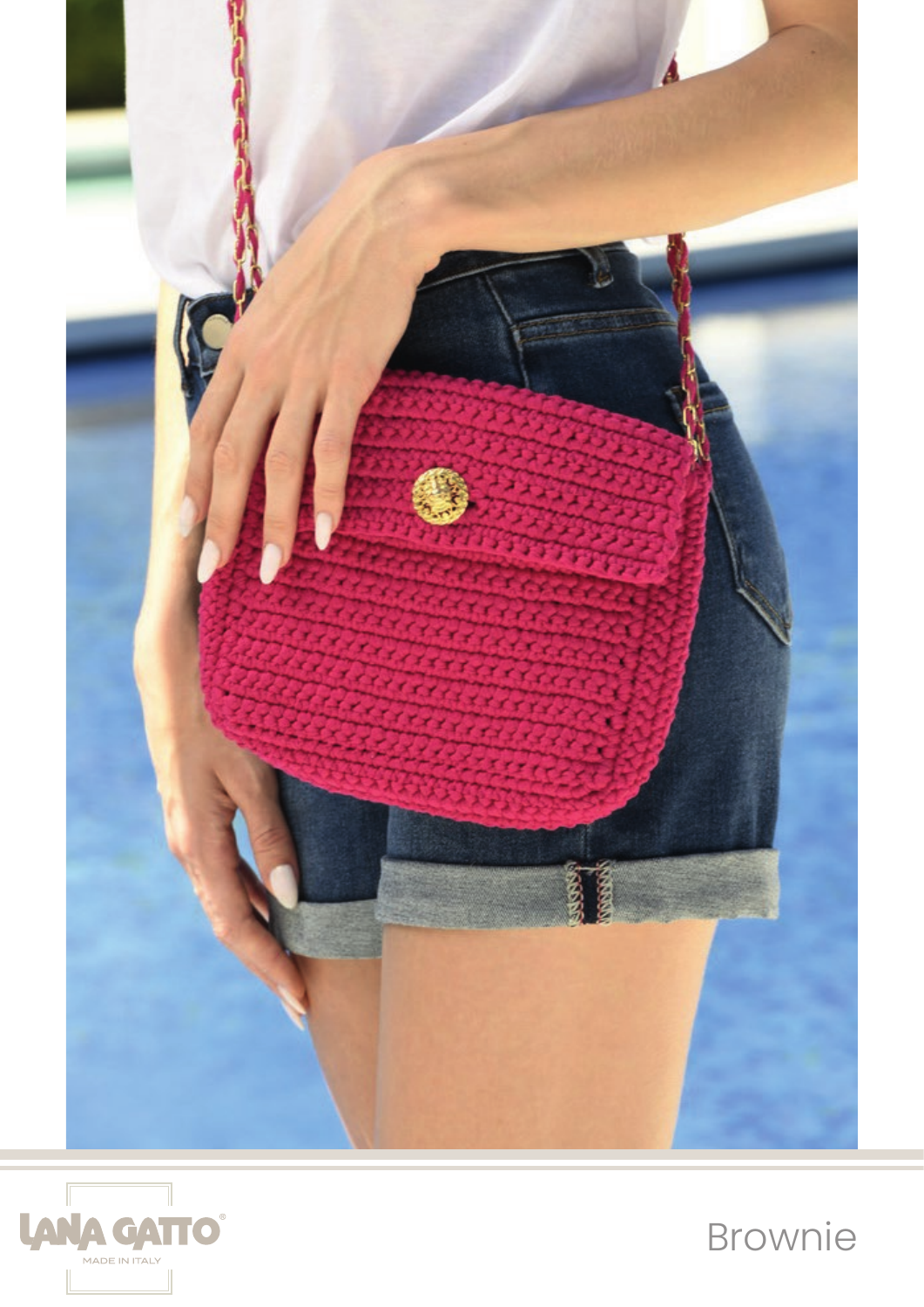LANA GATTO®

MADE IN ITALY

# Brownie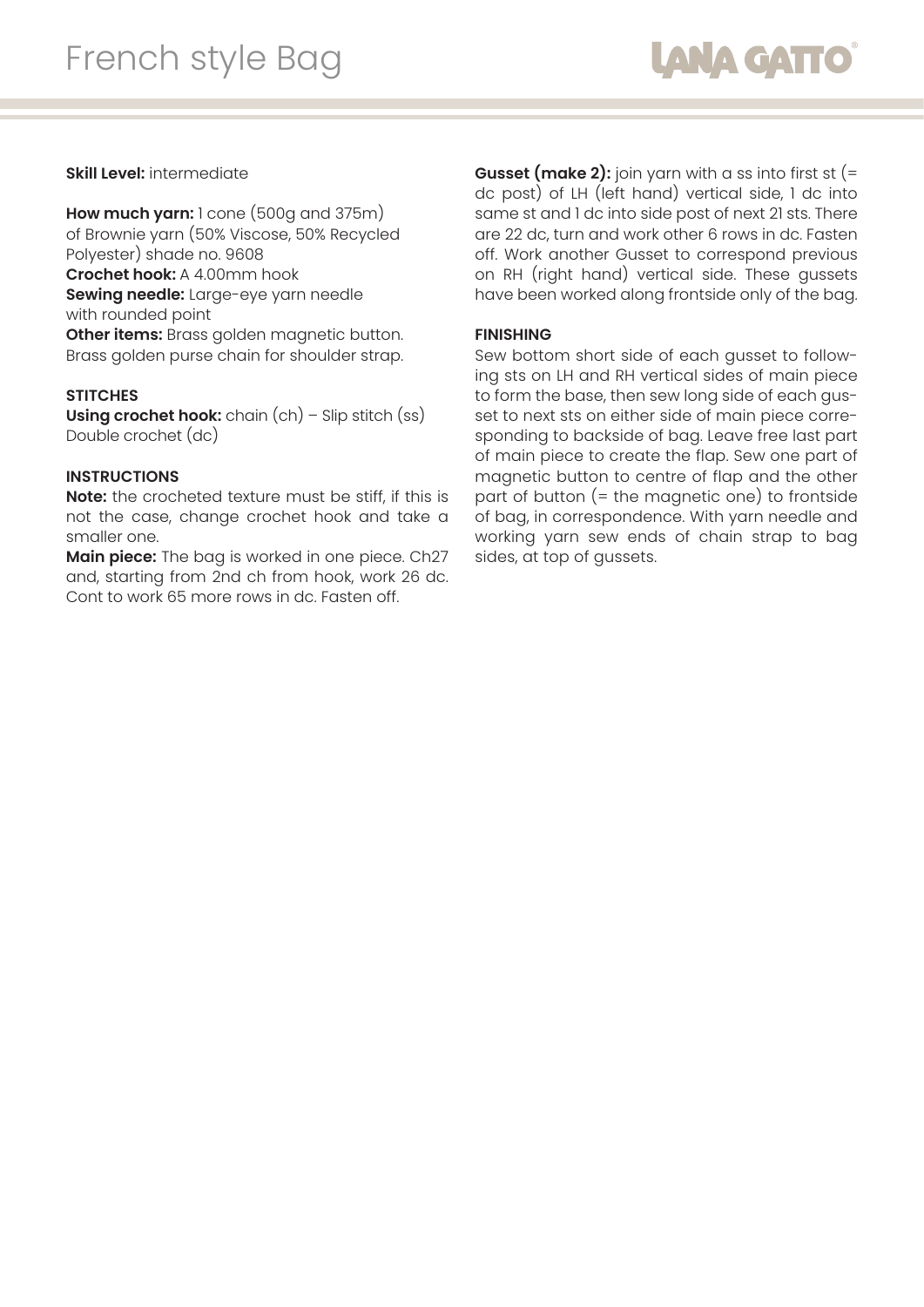# French style Bag

**Skill Level:** intermediate

**How much yarn:** 1 cone (500g and 375m) of Brownie yarn (50% Viscose, 50% Recycled Polyester) shade no. 9608
**Crochet hook:** A 4.00mm hook
**Sewing needle:** Large-eye yarn needle with rounded point
**Other items:** Brass golden magnetic button. Brass golden purse chain for shoulder strap.

**STITCHES**
**Using crochet hook:** chain (ch) – Slip stitch (ss) Double crochet (dc)

**INSTRUCTIONS**
**Note:** the crocheted texture must be stiff, if this is not the case, change crochet hook and take a smaller one.
**Main piece:** The bag is worked in one piece. Ch27 and, starting from 2nd ch from hook, work 26 dc. Cont to work 65 more rows in dc. Fasten off.

**Gusset (make 2):** join yarn with a ss into first st (= dc post) of LH (left hand) vertical side, 1 dc into same st and 1 dc into side post of next 21 sts. There are 22 dc, turn and work other 6 rows in dc. Fasten off. Work another Gusset to correspond previous on RH (right hand) vertical side. These gussets have been worked along frontside only of the bag.

**FINISHING**
Sew bottom short side of each gusset to following sts on LH and RH vertical sides of main piece to form the base, then sew long side of each gusset to next sts on either side of main piece corresponding to backside of bag. Leave free last part of main piece to create the flap. Sew one part of magnetic button to centre of flap and the other part of button (= the magnetic one) to frontside of bag, in correspondence. With yarn needle and working yarn sew ends of chain strap to bag sides, at top of gussets.